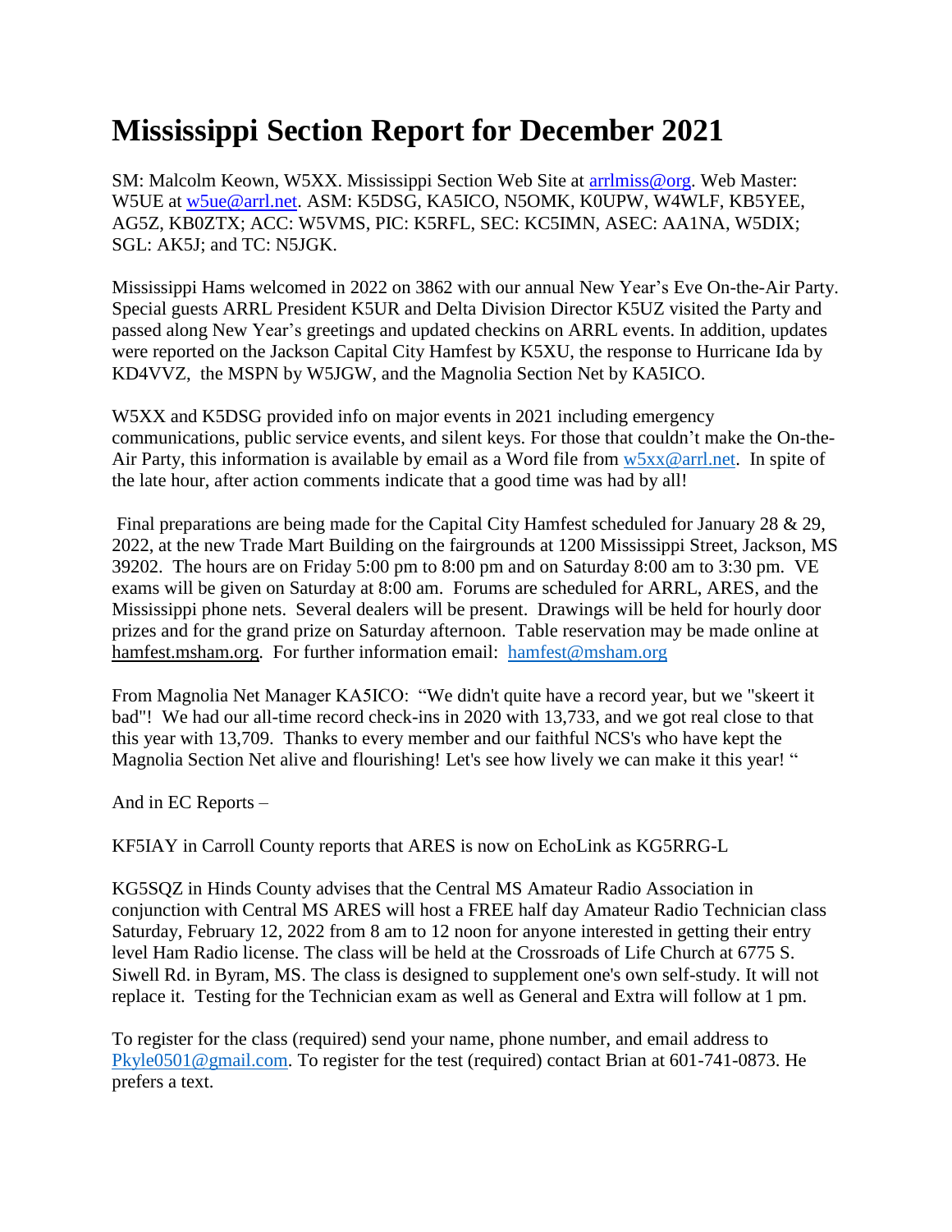# Mississippi Section Report for December 2021

SM: Malcolm Keown, W5XX. Mississippi Section Web Site at arrlmiss@org. Web Master: W5UE at w5ue@arrl.net. ASM: K5DSG, KA5ICO, N5OMK, K0UPW, W4WLF, KB5YEE, AG5Z, KB0ZTX; ACC: W5VMS, PIC: K5RFL, SEC: KC5IMN, ASEC: AA1NA, W5DIX; SGL: AK5J; and TC: N5JGK.

Mississippi Hams welcomed in 2022 on 3862 with our annual New Year's Eve On-the-Air Party. Special guests ARRL President K5UR and Delta Division Director K5UZ visited the Party and passed along New Year's greetings and updated checkins on ARRL events. In addition, updates were reported on the Jackson Capital City Hamfest by K5XU, the response to Hurricane Ida by KD4VVZ, the MSPN by W5JGW, and the Magnolia Section Net by KA5ICO.

W5XX and K5DSG provided info on major events in 2021 including emergency communications, public service events, and silent keys. For those that couldn't make the On-the-Air Party, this information is available by email as a Word file from w5xx@arrl.net. In spite of the late hour, after action comments indicate that a good time was had by all!

Final preparations are being made for the Capital City Hamfest scheduled for January 28 & 29, 2022, at the new Trade Mart Building on the fairgrounds at 1200 Mississippi Street, Jackson, MS 39202. The hours are on Friday 5:00 pm to 8:00 pm and on Saturday 8:00 am to 3:30 pm. VE exams will be given on Saturday at 8:00 am. Forums are scheduled for ARRL, ARES, and the Mississippi phone nets. Several dealers will be present. Drawings will be held for hourly door prizes and for the grand prize on Saturday afternoon. Table reservation may be made online at hamfest.msham.org. For further information email: hamfest@msham.org

From Magnolia Net Manager KA5ICO: "We didn't quite have a record year, but we "skeert it bad"! We had our all-time record check-ins in 2020 with 13,733, and we got real close to that this year with 13,709. Thanks to every member and our faithful NCS's who have kept the Magnolia Section Net alive and flourishing! Let's see how lively we can make it this year! "

And in EC Reports –

KF5IAY in Carroll County reports that ARES is now on EchoLink as KG5RRG-L

KG5SQZ in Hinds County advises that the Central MS Amateur Radio Association in conjunction with Central MS ARES will host a FREE half day Amateur Radio Technician class Saturday, February 12, 2022 from 8 am to 12 noon for anyone interested in getting their entry level Ham Radio license. The class will be held at the Crossroads of Life Church at 6775 S. Siwell Rd. in Byram, MS. The class is designed to supplement one's own self-study. It will not replace it. Testing for the Technician exam as well as General and Extra will follow at 1 pm.

To register for the class (required) send your name, phone number, and email address to Pkyle0501@gmail.com. To register for the test (required) contact Brian at 601-741-0873. He prefers a text.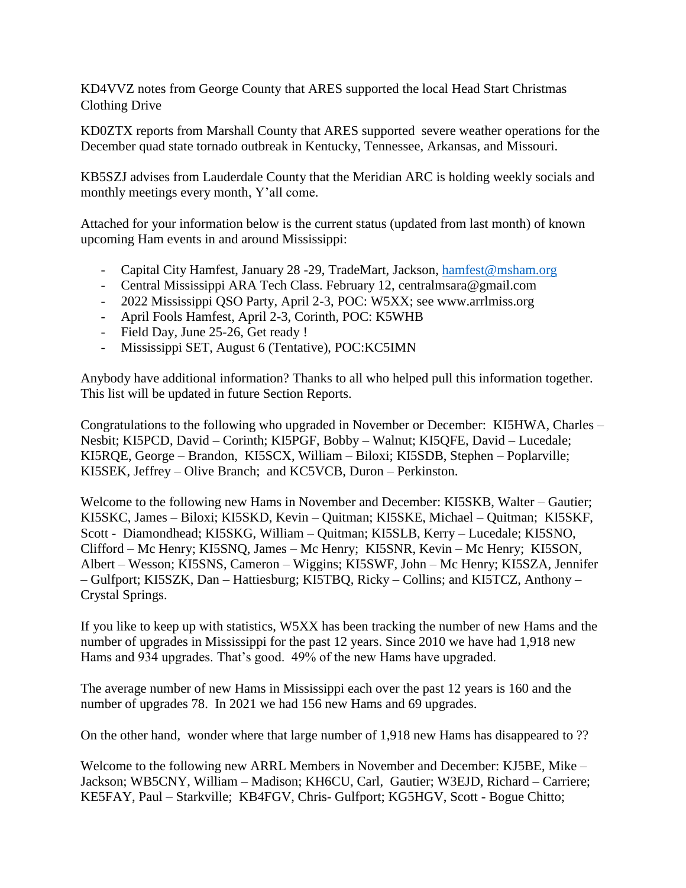KD4VVZ notes from George County that ARES supported the local Head Start Christmas Clothing Drive

KD0ZTX reports from Marshall County that ARES supported severe weather operations for the December quad state tornado outbreak in Kentucky, Tennessee, Arkansas, and Missouri.

KB5SZJ advises from Lauderdale County that the Meridian ARC is holding weekly socials and monthly meetings every month, Y'all come.

Attached for your information below is the current status (updated from last month) of known upcoming Ham events in and around Mississippi:

- Capital City Hamfest, January 28 -29, TradeMart, Jackson, hamfest@msham.org
- Central Mississippi ARA Tech Class. February 12, centralmsara@gmail.com
- 2022 Mississippi QSO Party, April 2-3, POC: W5XX; see www.arrlmiss.org
- April Fools Hamfest, April 2-3, Corinth, POC: K5WHB
- Field Day, June 25-26, Get ready !
- Mississippi SET, August 6 (Tentative), POC:KC5IMN

Anybody have additional information? Thanks to all who helped pull this information together. This list will be updated in future Section Reports.

Congratulations to the following who upgraded in November or December: KI5HWA, Charles – Nesbit; KI5PCD, David – Corinth; KI5PGF, Bobby – Walnut; KI5QFE, David – Lucedale; KI5RQE, George – Brandon, KI5SCX, William – Biloxi; KI5SDB, Stephen – Poplarville; KI5SEK, Jeffrey – Olive Branch; and KC5VCB, Duron – Perkinston.

Welcome to the following new Hams in November and December: KI5SKB, Walter – Gautier; KI5SKC, James – Biloxi; KI5SKD, Kevin – Quitman; KI5SKE, Michael – Quitman; KI5SKF, Scott - Diamondhead; KI5SKG, William – Quitman; KI5SLB, Kerry – Lucedale; KI5SNO, Clifford – Mc Henry; KI5SNQ, James – Mc Henry; KI5SNR, Kevin – Mc Henry; KI5SON, Albert – Wesson; KI5SNS, Cameron – Wiggins; KI5SWF, John – Mc Henry; KI5SZA, Jennifer – Gulfport; KI5SZK, Dan – Hattiesburg; KI5TBQ, Ricky – Collins; and KI5TCZ, Anthony – Crystal Springs.

If you like to keep up with statistics, W5XX has been tracking the number of new Hams and the number of upgrades in Mississippi for the past 12 years. Since 2010 we have had 1,918 new Hams and 934 upgrades. That's good. 49% of the new Hams have upgraded.

The average number of new Hams in Mississippi each over the past 12 years is 160 and the number of upgrades 78. In 2021 we had 156 new Hams and 69 upgrades.

On the other hand, wonder where that large number of 1,918 new Hams has disappeared to ??

Welcome to the following new ARRL Members in November and December: KJ5BE, Mike – Jackson; WB5CNY, William – Madison; KH6CU, Carl, Gautier; W3EJD, Richard – Carriere; KE5FAY, Paul – Starkville; KB4FGV, Chris- Gulfport; KG5HGV, Scott - Bogue Chitto;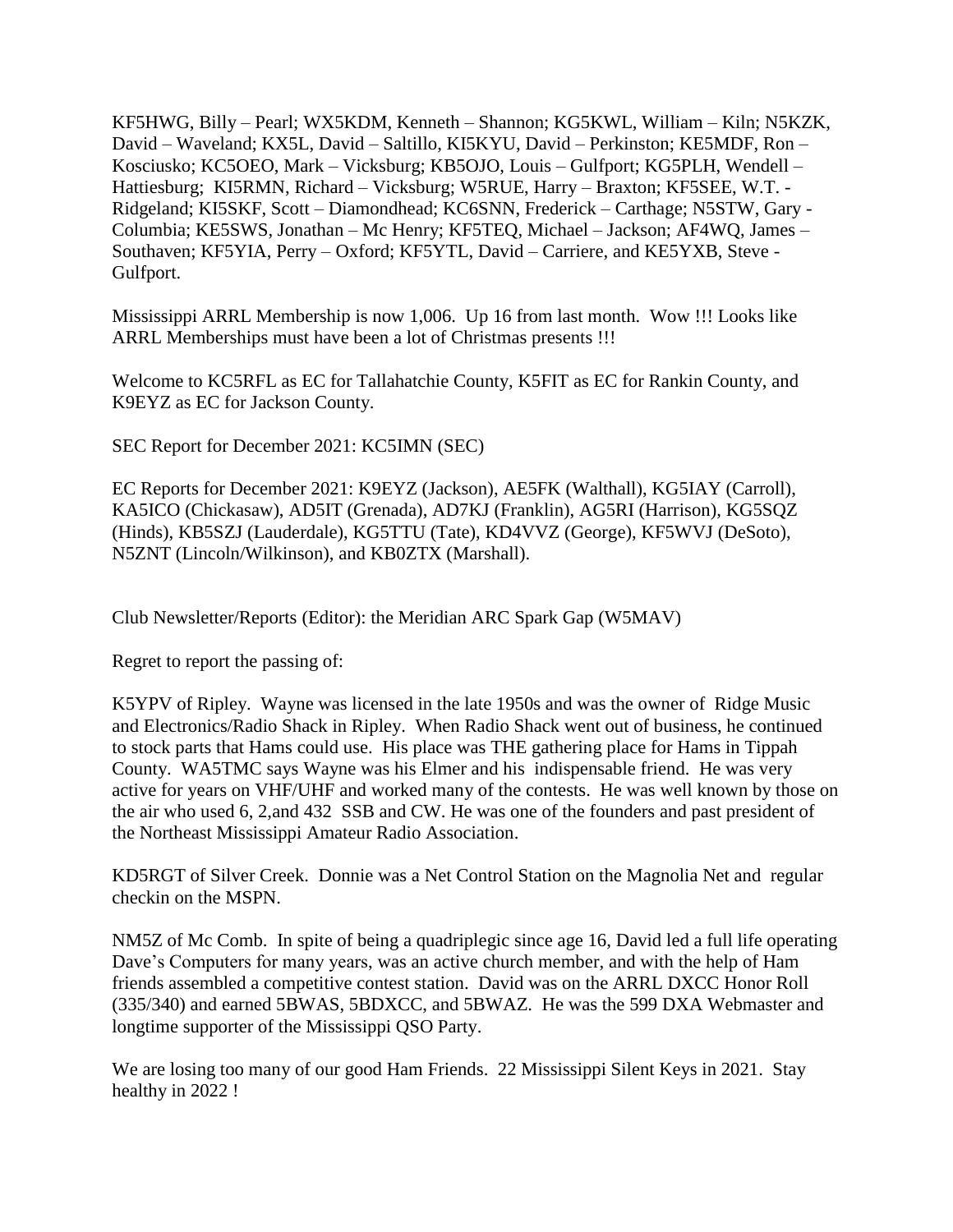KF5HWG, Billy – Pearl; WX5KDM, Kenneth – Shannon; KG5KWL, William – Kiln; N5KZK, David – Waveland; KX5L, David – Saltillo, KI5KYU, David – Perkinston; KE5MDF, Ron – Kosciusko; KC5OEO, Mark – Vicksburg; KB5OJO, Louis – Gulfport; KG5PLH, Wendell – Hattiesburg; KI5RMN, Richard – Vicksburg; W5RUE, Harry – Braxton; KF5SEE, W.T. - Ridgeland; KI5SKF, Scott – Diamondhead; KC6SNN, Frederick – Carthage; N5STW, Gary - Columbia; KE5SWS, Jonathan – Mc Henry; KF5TEQ, Michael – Jackson; AF4WQ, James – Southaven; KF5YIA, Perry – Oxford; KF5YTL, David – Carriere, and KE5YXB, Steve - Gulfport.

Mississippi ARRL Membership is now 1,006. Up 16 from last month. Wow !!! Looks like ARRL Memberships must have been a lot of Christmas presents !!!

Welcome to KC5RFL as EC for Tallahatchie County, K5FIT as EC for Rankin County, and K9EYZ as EC for Jackson County.

SEC Report for December 2021: KC5IMN (SEC)

EC Reports for December 2021: K9EYZ (Jackson), AE5FK (Walthall), KG5IAY (Carroll), KA5ICO (Chickasaw), AD5IT (Grenada), AD7KJ (Franklin), AG5RI (Harrison), KG5SQZ (Hinds), KB5SZJ (Lauderdale), KG5TTU (Tate), KD4VVZ (George), KF5WVJ (DeSoto), N5ZNT (Lincoln/Wilkinson), and KB0ZTX (Marshall).

Club Newsletter/Reports (Editor): the Meridian ARC Spark Gap (W5MAV)

Regret to report the passing of:

K5YPV of Ripley. Wayne was licensed in the late 1950s and was the owner of Ridge Music and Electronics/Radio Shack in Ripley. When Radio Shack went out of business, he continued to stock parts that Hams could use. His place was THE gathering place for Hams in Tippah County. WA5TMC says Wayne was his Elmer and his indispensable friend. He was very active for years on VHF/UHF and worked many of the contests. He was well known by those on the air who used 6, 2,and 432 SSB and CW. He was one of the founders and past president of the Northeast Mississippi Amateur Radio Association.

KD5RGT of Silver Creek. Donnie was a Net Control Station on the Magnolia Net and regular checkin on the MSPN.

NM5Z of Mc Comb. In spite of being a quadriplegic since age 16, David led a full life operating Dave's Computers for many years, was an active church member, and with the help of Ham friends assembled a competitive contest station. David was on the ARRL DXCC Honor Roll (335/340) and earned 5BWAS, 5BDXCC, and 5BWAZ. He was the 599 DXA Webmaster and longtime supporter of the Mississippi QSO Party.

We are losing too many of our good Ham Friends. 22 Mississippi Silent Keys in 2021. Stay healthy in 2022 !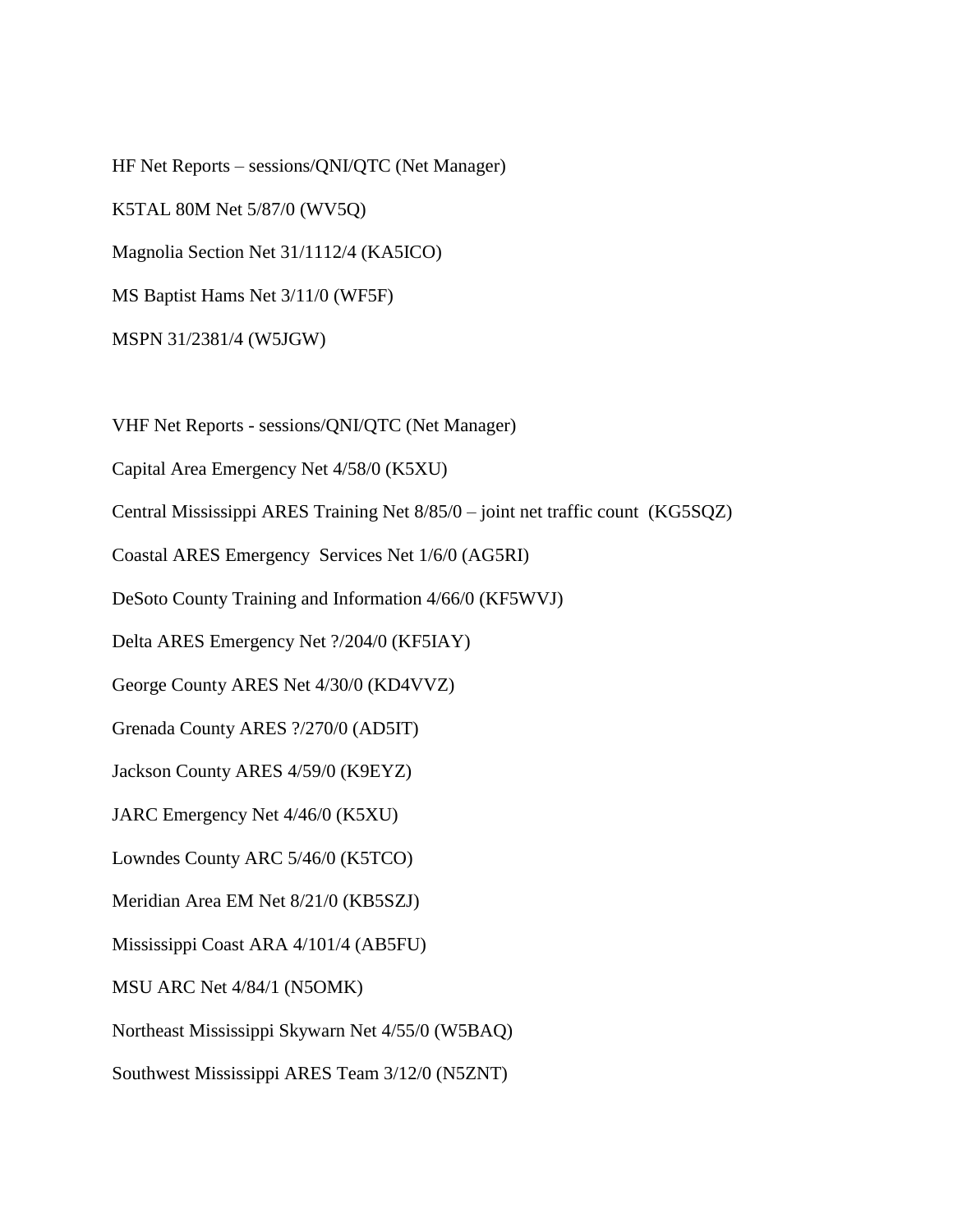HF Net Reports – sessions/QNI/QTC (Net Manager)

K5TAL 80M Net 5/87/0 (WV5Q)

Magnolia Section Net 31/1112/4 (KA5ICO)

MS Baptist Hams Net 3/11/0 (WF5F)

MSPN 31/2381/4 (W5JGW)

VHF Net Reports - sessions/QNI/QTC (Net Manager)

Capital Area Emergency Net 4/58/0 (K5XU)

Central Mississippi ARES Training Net 8/85/0 – joint net traffic count (KG5SQZ)

Coastal ARES Emergency Services Net 1/6/0 (AG5RI)

DeSoto County Training and Information 4/66/0 (KF5WVJ)

Delta ARES Emergency Net ?/204/0 (KF5IAY)

George County ARES Net 4/30/0 (KD4VVZ)

Grenada County ARES ?/270/0 (AD5IT)

Jackson County ARES 4/59/0 (K9EYZ)

JARC Emergency Net 4/46/0 (K5XU)

Lowndes County ARC 5/46/0 (K5TCO)

Meridian Area EM Net 8/21/0 (KB5SZJ)

Mississippi Coast ARA 4/101/4 (AB5FU)

MSU ARC Net 4/84/1 (N5OMK)

Northeast Mississippi Skywarn Net 4/55/0 (W5BAQ)

Southwest Mississippi ARES Team 3/12/0 (N5ZNT)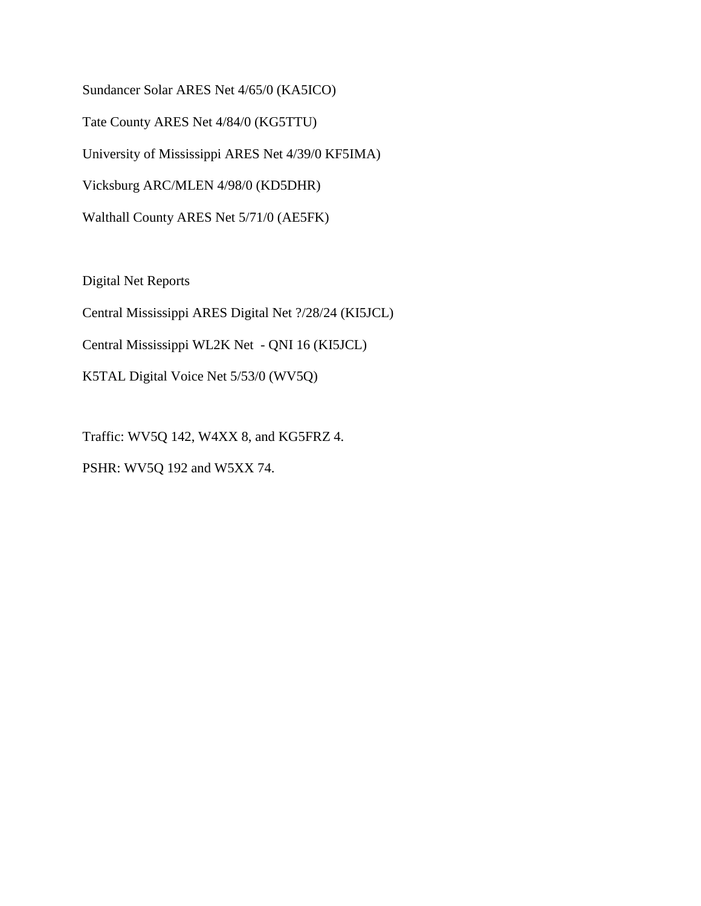Sundancer Solar ARES Net 4/65/0 (KA5ICO)

Tate County ARES Net 4/84/0 (KG5TTU)

University of Mississippi ARES Net 4/39/0 KF5IMA)

Vicksburg ARC/MLEN 4/98/0 (KD5DHR)

Walthall County ARES Net 5/71/0 (AE5FK)

Digital Net Reports

Central Mississippi ARES Digital Net ?/28/24 (KI5JCL)

Central Mississippi WL2K Net - QNI 16 (KI5JCL)

K5TAL Digital Voice Net 5/53/0 (WV5Q)

Traffic: WV5Q 142, W4XX 8, and KG5FRZ 4.

PSHR: WV5Q 192 and W5XX 74.